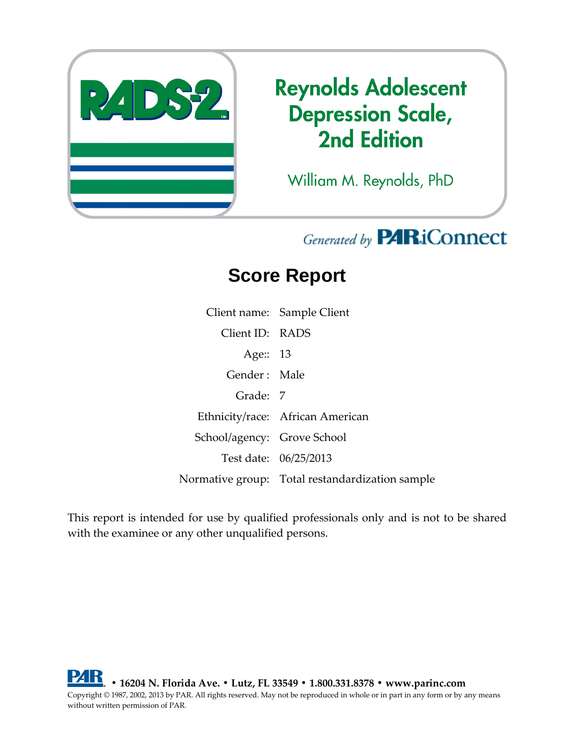RADS-2™

# Reynolds Adolescent Depression Scale, 2nd Edition

William M. Reynolds, PhD

*Generated by* **PAR**iConnect

## Score Report

| | |
|---|---|
| Client name: | Sample Client |
| Client ID: | RADS |
| Age:: | 13 |
| Gender : | Male |
| Grade: | 7 |
| Ethnicity/race: | African American |
| School/agency: | Grove School |
| Test date: | 06/25/2013 |
| Normative group: | Total restandardization sample |

This report is intended for use by qualified professionals only and is not to be shared with the examinee or any other unqualified persons.

**PAR • 16204 N. Florida Ave. • Lutz, FL 33549 • 1.800.331.8378 • www.parinc.com**

Copyright © 1987, 2002, 2013 by PAR. All rights reserved. May not be reproduced in whole or in part in any form or by any means without written permission of PAR.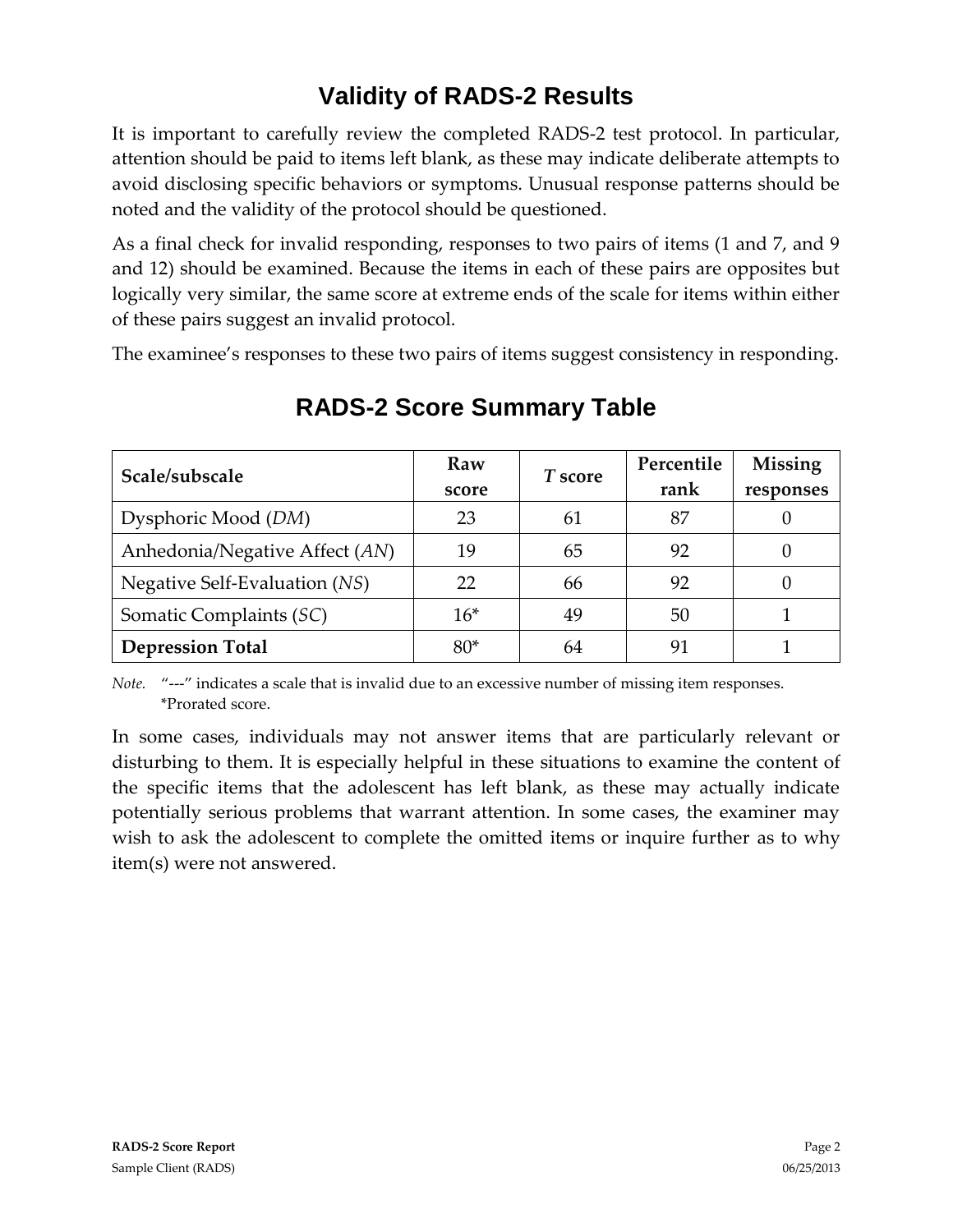## Validity of RADS-2 Results

It is important to carefully review the completed RADS-2 test protocol. In particular, attention should be paid to items left blank, as these may indicate deliberate attempts to avoid disclosing specific behaviors or symptoms. Unusual response patterns should be noted and the validity of the protocol should be questioned.

As a final check for invalid responding, responses to two pairs of items (1 and 7, and 9 and 12) should be examined. Because the items in each of these pairs are opposites but logically very similar, the same score at extreme ends of the scale for items within either of these pairs suggest an invalid protocol.

The examinee's responses to these two pairs of items suggest consistency in responding.

## RADS-2 Score Summary Table

| Scale/subscale | Raw score | *T* score | Percentile rank | Missing responses |
|---|---|---|---|---|
| Dysphoric Mood (*DM*) | 23 | 61 | 87 | 0 |
| Anhedonia/Negative Affect (*AN*) | 19 | 65 | 92 | 0 |
| Negative Self-Evaluation (*NS*) | 22 | 66 | 92 | 0 |
| Somatic Complaints (*SC*) | 16* | 49 | 50 | 1 |
| **Depression Total** | 80* | 64 | 91 | 1 |

*Note.* "---" indicates a scale that is invalid due to an excessive number of missing item responses.
*Prorated score.

In some cases, individuals may not answer items that are particularly relevant or disturbing to them. It is especially helpful in these situations to examine the content of the specific items that the adolescent has left blank, as these may actually indicate potentially serious problems that warrant attention. In some cases, the examiner may wish to ask the adolescent to complete the omitted items or inquire further as to why item(s) were not answered.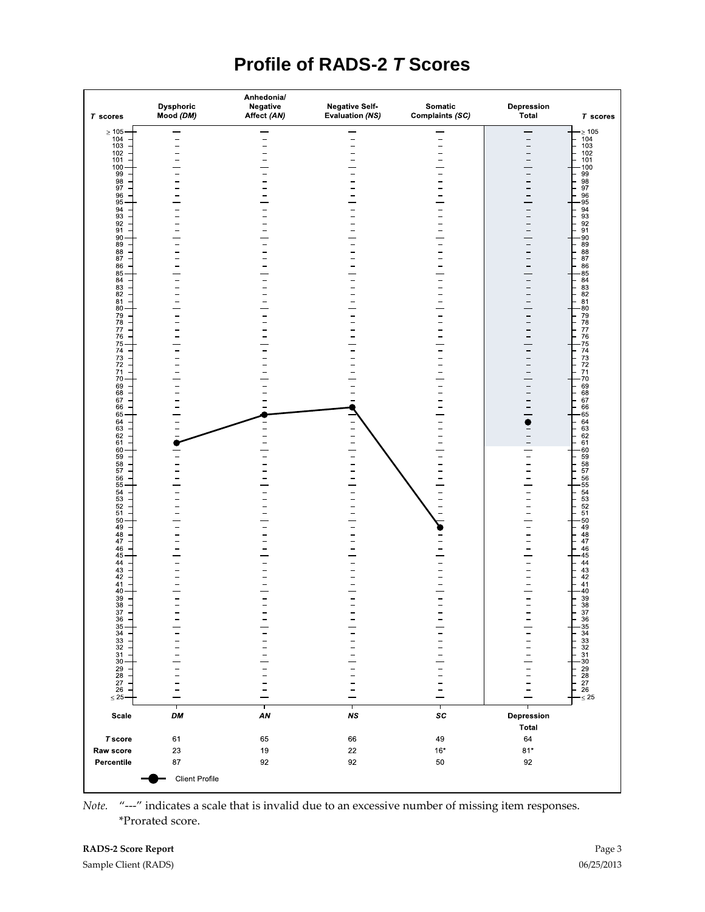# Profile of RADS-2 *T* Scores

| Scale | *DM* | *AN* | *NS* | *SC* | Depression Total |
|---|---|---|---|---|---|
| *T* score | 61 | 65 | 66 | 49 | 64 |
| Raw score | 23 | 19 | 22 | 16* | 81* |
| Percentile | 87 | 92 | 92 | 50 | 92 |

Scales: Dysphoric Mood (*DM*); Anhedonia/Negative Affect (*AN*); Negative Self-Evaluation (*NS*); Somatic Complaints (*SC*); Depression Total

Client Profile

*Note.* "---" indicates a scale that is invalid due to an excessive number of missing item responses.
*Prorated score.

**RADS-2 Score Report**

Sample Client (RADS) 06/25/2013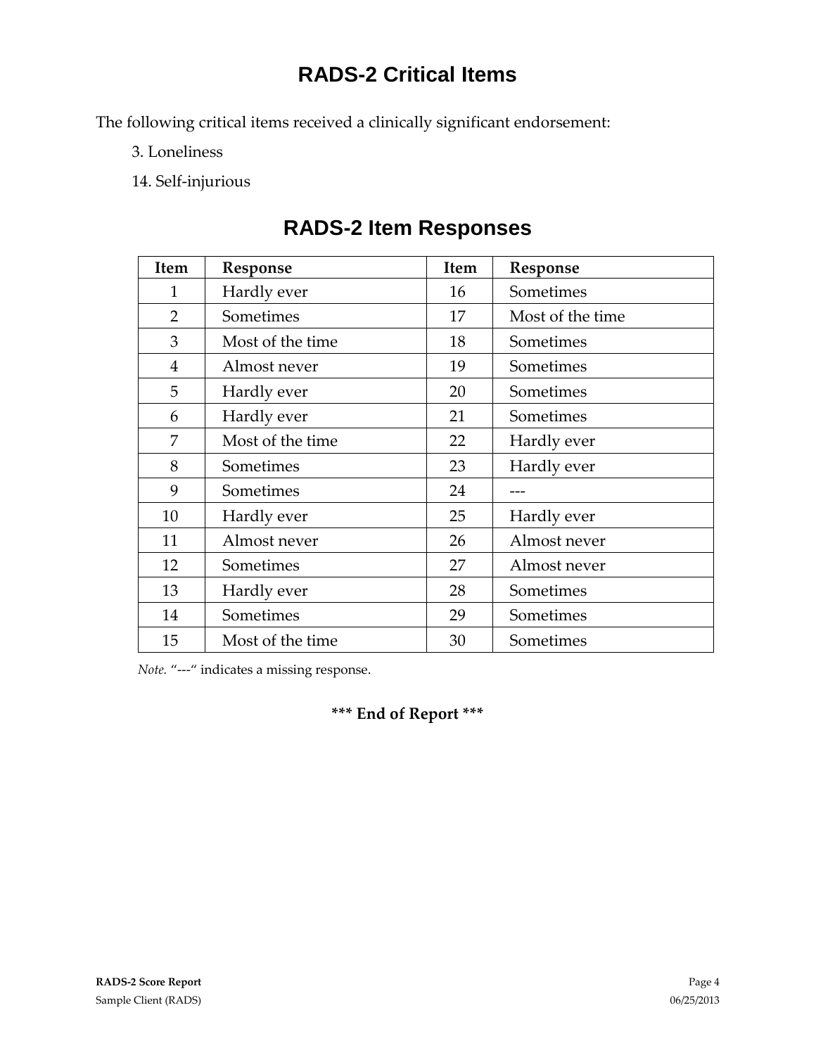# RADS-2 Critical Items

The following critical items received a clinically significant endorsement:

3. Loneliness

14. Self-injurious

# RADS-2 Item Responses

| Item | Response | Item | Response |
|---|---|---|---|
| 1 | Hardly ever | 16 | Sometimes |
| 2 | Sometimes | 17 | Most of the time |
| 3 | Most of the time | 18 | Sometimes |
| 4 | Almost never | 19 | Sometimes |
| 5 | Hardly ever | 20 | Sometimes |
| 6 | Hardly ever | 21 | Sometimes |
| 7 | Most of the time | 22 | Hardly ever |
| 8 | Sometimes | 23 | Hardly ever |
| 9 | Sometimes | 24 | --- |
| 10 | Hardly ever | 25 | Hardly ever |
| 11 | Almost never | 26 | Almost never |
| 12 | Sometimes | 27 | Almost never |
| 13 | Hardly ever | 28 | Sometimes |
| 14 | Sometimes | 29 | Sometimes |
| 15 | Most of the time | 30 | Sometimes |

*Note.* "---" indicates a missing response.

**\*\*\* End of Report \*\*\***